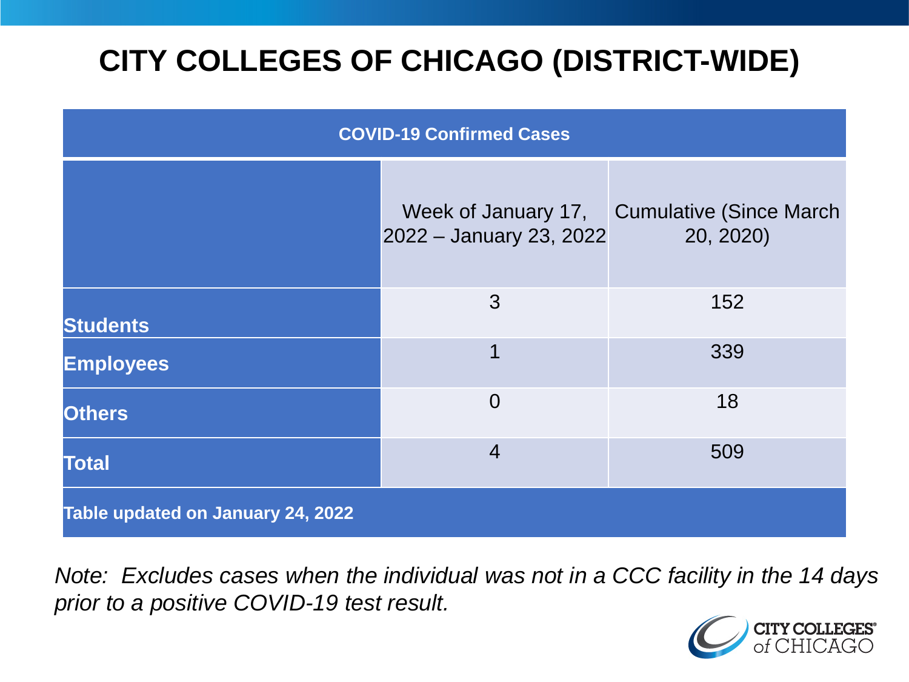# CITY COLLEGES OF CHICAGO (DISTRICT-WIDE)

| COVID-19 Confirmed Cases | | |
|---|---|---|
| | Week of January 17, 2022 – January 23, 2022 | Cumulative (Since March 20, 2020) |
| **Students** | 3 | 152 |
| **Employees** | 1 | 339 |
| **Others** | 0 | 18 |
| **Total** | 4 | 509 |
| **Table updated on January 24, 2022** | | |

*Note: Excludes cases when the individual was not in a CCC facility in the 14 days prior to a positive COVID-19 test result.*

CITY COLLEGES of CHICAGO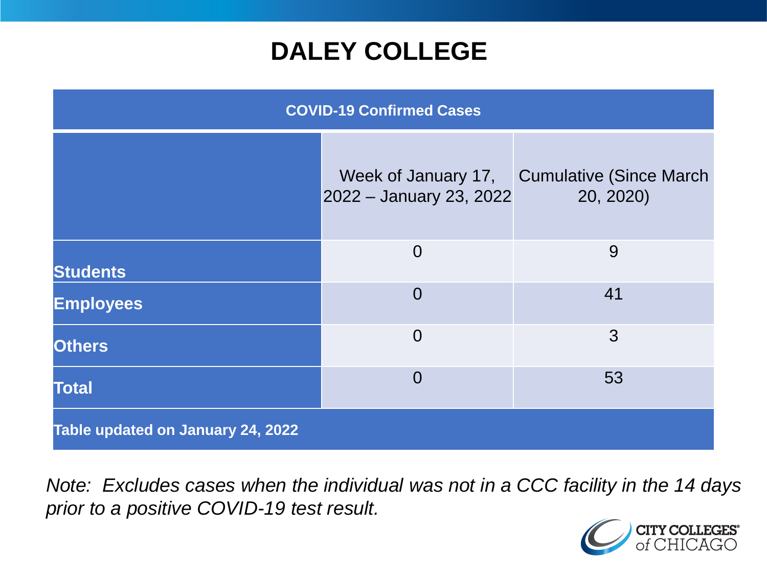# DALEY COLLEGE

| COVID-19 Confirmed Cases | | |
|---|---|---|
| | Week of January 17, 2022 – January 23, 2022 | Cumulative (Since March 20, 2020) |
| **Students** | 0 | 9 |
| **Employees** | 0 | 41 |
| **Others** | 0 | 3 |
| **Total** | 0 | 53 |
| **Table updated on January 24, 2022** | | |

*Note: Excludes cases when the individual was not in a CCC facility in the 14 days prior to a positive COVID-19 test result.*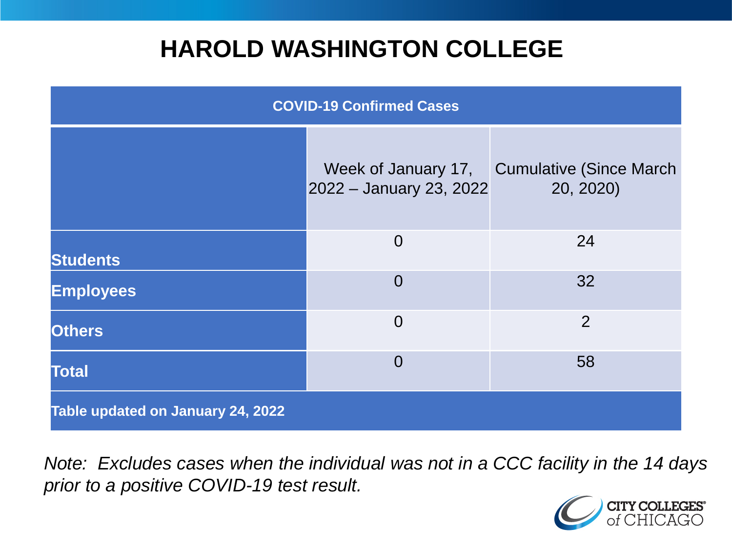# HAROLD WASHINGTON COLLEGE

| COVID-19 Confirmed Cases | | |
|---|---|---|
| | Week of January 17, 2022 – January 23, 2022 | Cumulative (Since March 20, 2020) |
| **Students** | 0 | 24 |
| **Employees** | 0 | 32 |
| **Others** | 0 | 2 |
| **Total** | 0 | 58 |
| **Table updated on January 24, 2022** | | |

*Note: Excludes cases when the individual was not in a CCC facility in the 14 days prior to a positive COVID-19 test result.*

CITY COLLEGES of CHICAGO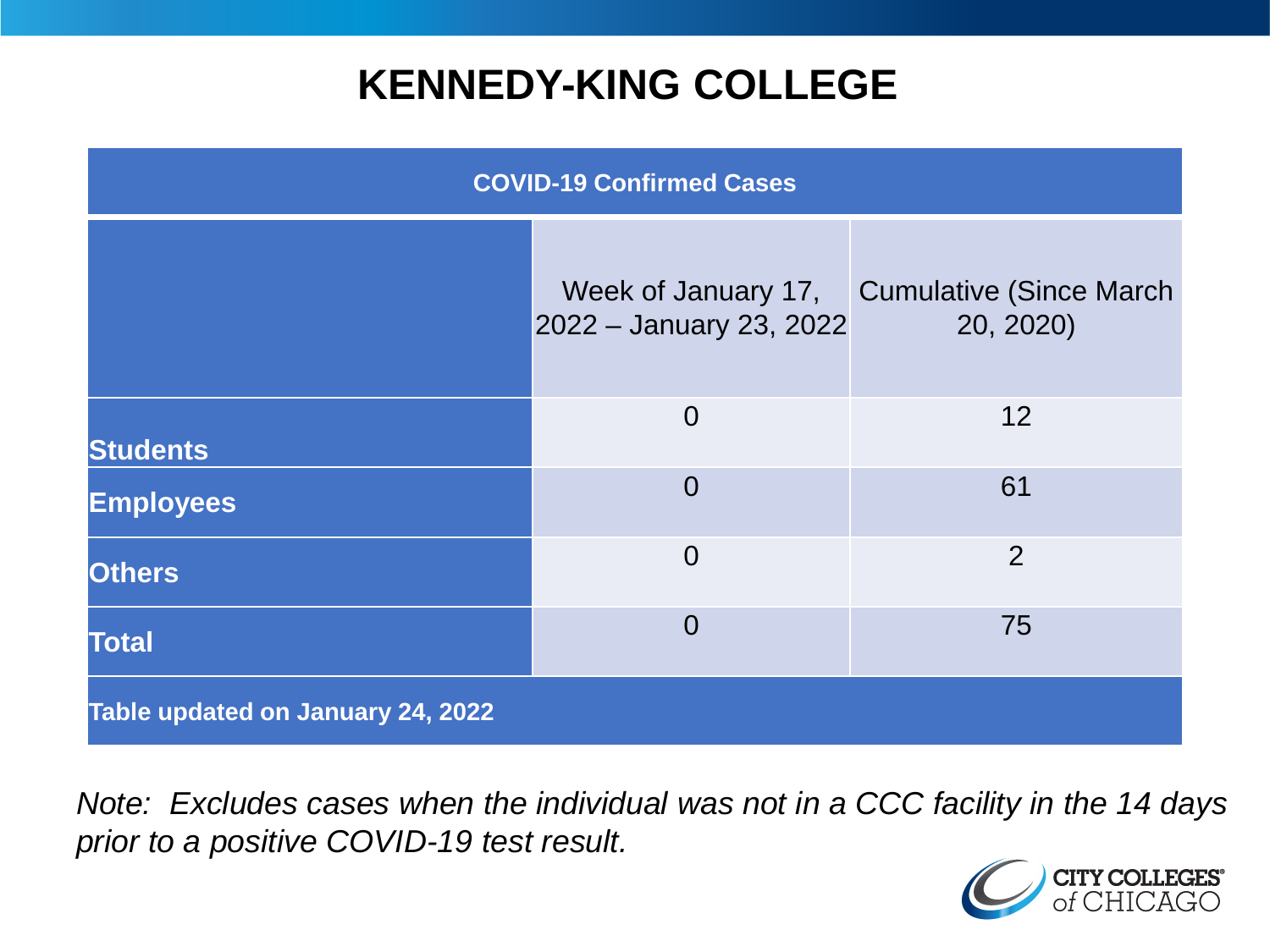# KENNEDY-KING COLLEGE

| COVID-19 Confirmed Cases | | |
|---|---|---|
| | Week of January 17, 2022 – January 23, 2022 | Cumulative (Since March 20, 2020) |
| **Students** | 0 | 12 |
| **Employees** | 0 | 61 |
| **Others** | 0 | 2 |
| **Total** | 0 | 75 |
| **Table updated on January 24, 2022** | | |

*Note: Excludes cases when the individual was not in a CCC facility in the 14 days prior to a positive COVID-19 test result.*

CITY COLLEGES of CHICAGO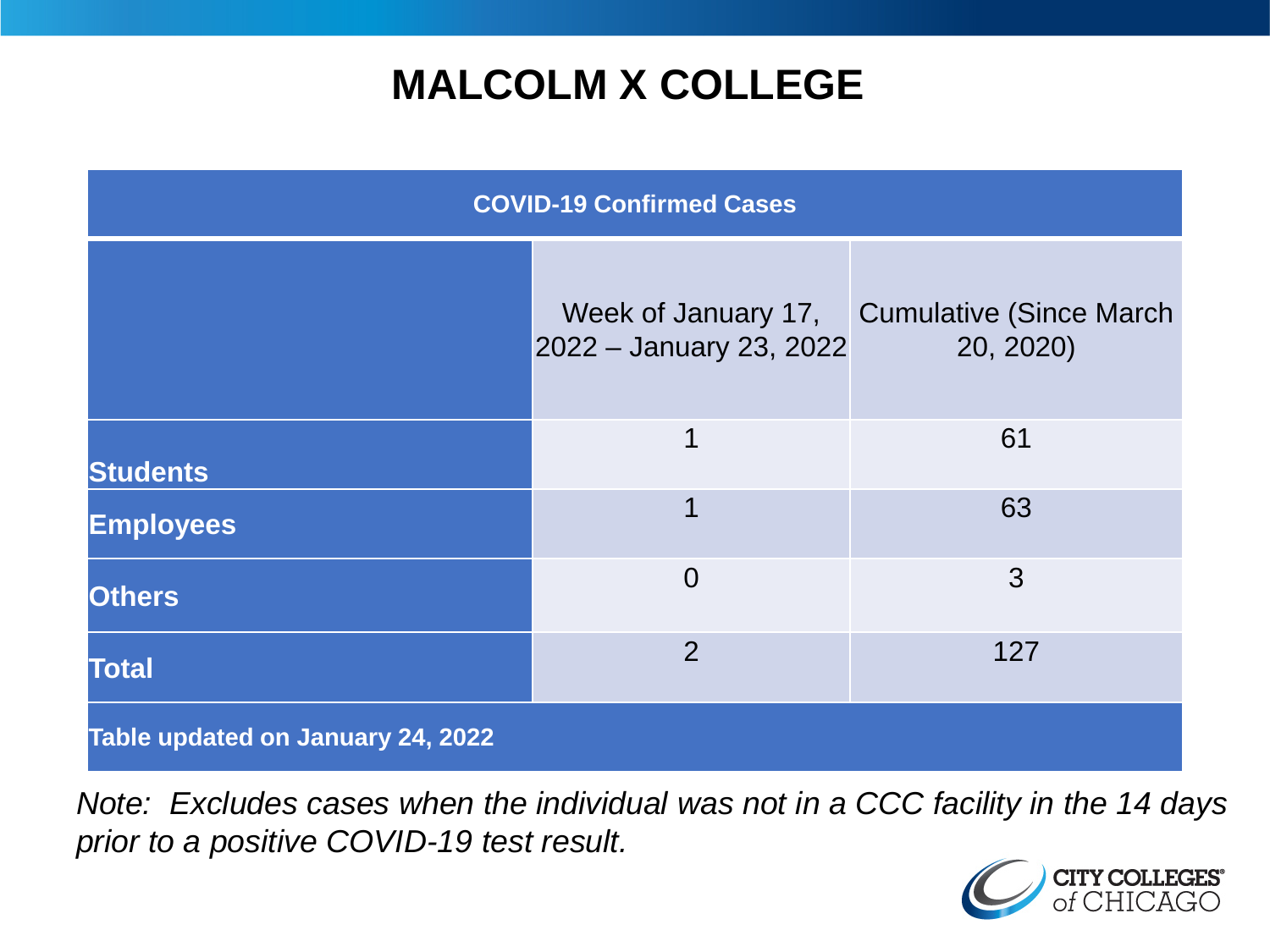# MALCOLM X COLLEGE

| COVID-19 Confirmed Cases | | |
|---|---|---|
| | Week of January 17, 2022 – January 23, 2022 | Cumulative (Since March 20, 2020) |
| **Students** | 1 | 61 |
| **Employees** | 1 | 63 |
| **Others** | 0 | 3 |
| **Total** | 2 | 127 |
| **Table updated on January 24, 2022** | | |

*Note: Excludes cases when the individual was not in a CCC facility in the 14 days prior to a positive COVID-19 test result.*

CITY COLLEGES of CHICAGO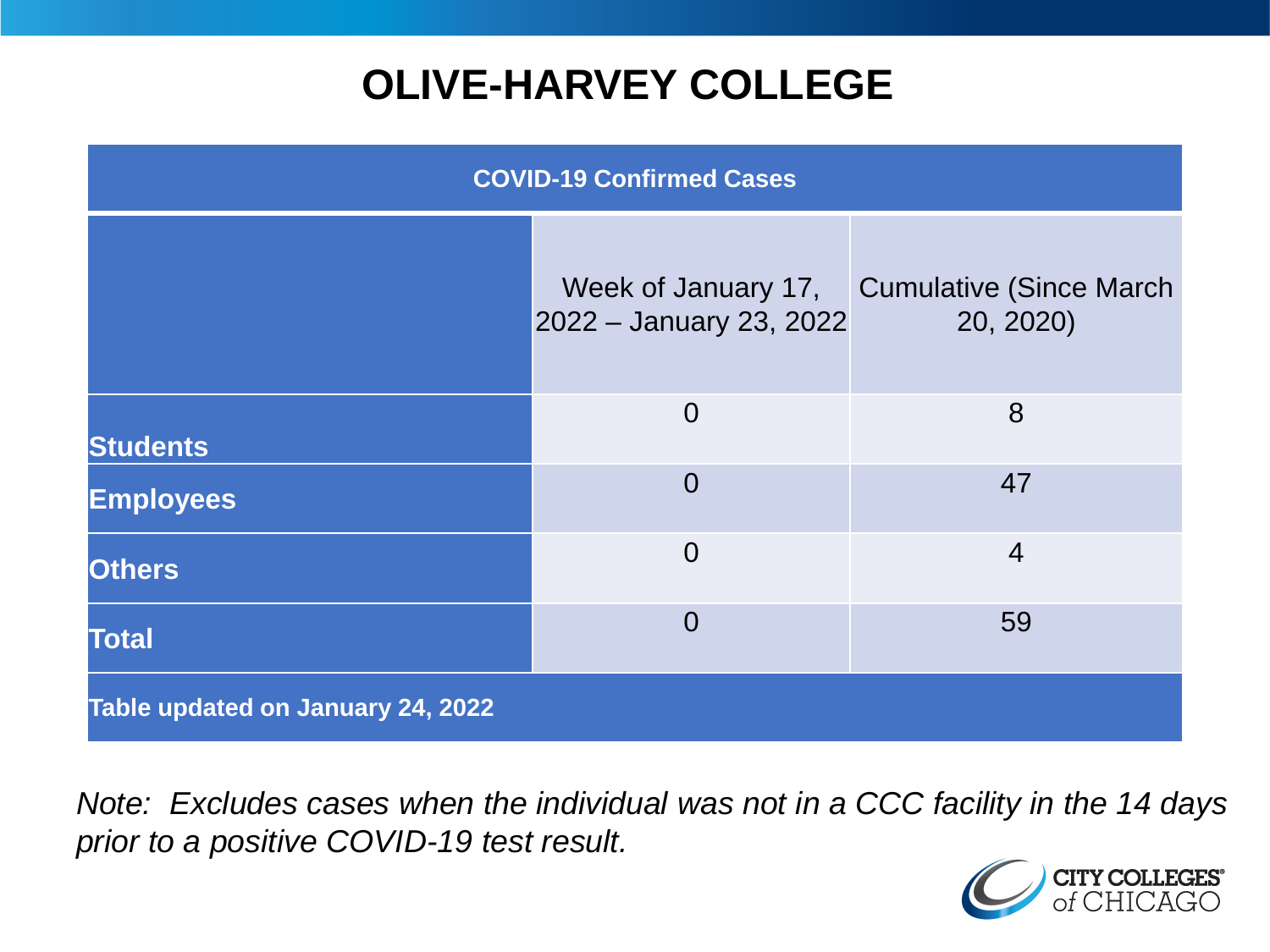# OLIVE-HARVEY COLLEGE

| COVID-19 Confirmed Cases | | |
|---|---|---|
| | Week of January 17, 2022 – January 23, 2022 | Cumulative (Since March 20, 2020) |
| **Students** | 0 | 8 |
| **Employees** | 0 | 47 |
| **Others** | 0 | 4 |
| **Total** | 0 | 59 |
| **Table updated on January 24, 2022** | | |

*Note: Excludes cases when the individual was not in a CCC facility in the 14 days prior to a positive COVID-19 test result.*

CITY COLLEGES of CHICAGO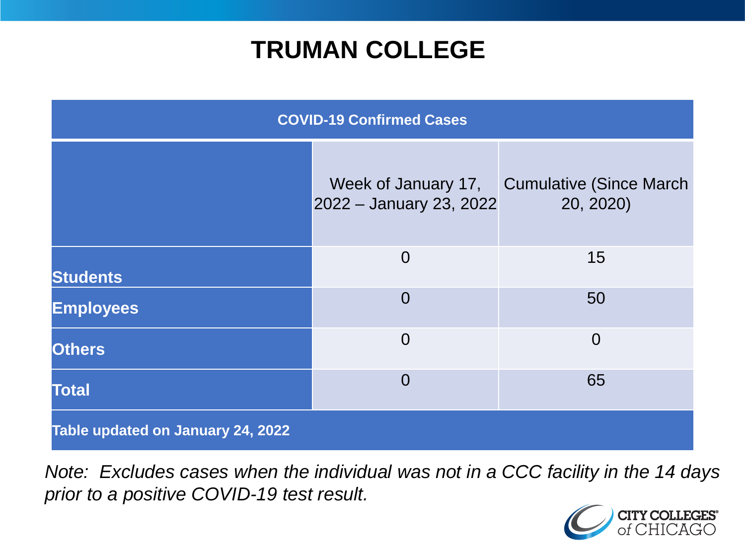# TRUMAN COLLEGE

| COVID-19 Confirmed Cases | | |
|---|---|---|
| | Week of January 17, 2022 – January 23, 2022 | Cumulative (Since March 20, 2020) |
| **Students** | 0 | 15 |
| **Employees** | 0 | 50 |
| **Others** | 0 | 0 |
| **Total** | 0 | 65 |
| **Table updated on January 24, 2022** | | |

*Note: Excludes cases when the individual was not in a CCC facility in the 14 days prior to a positive COVID-19 test result.*

CITY COLLEGES of CHICAGO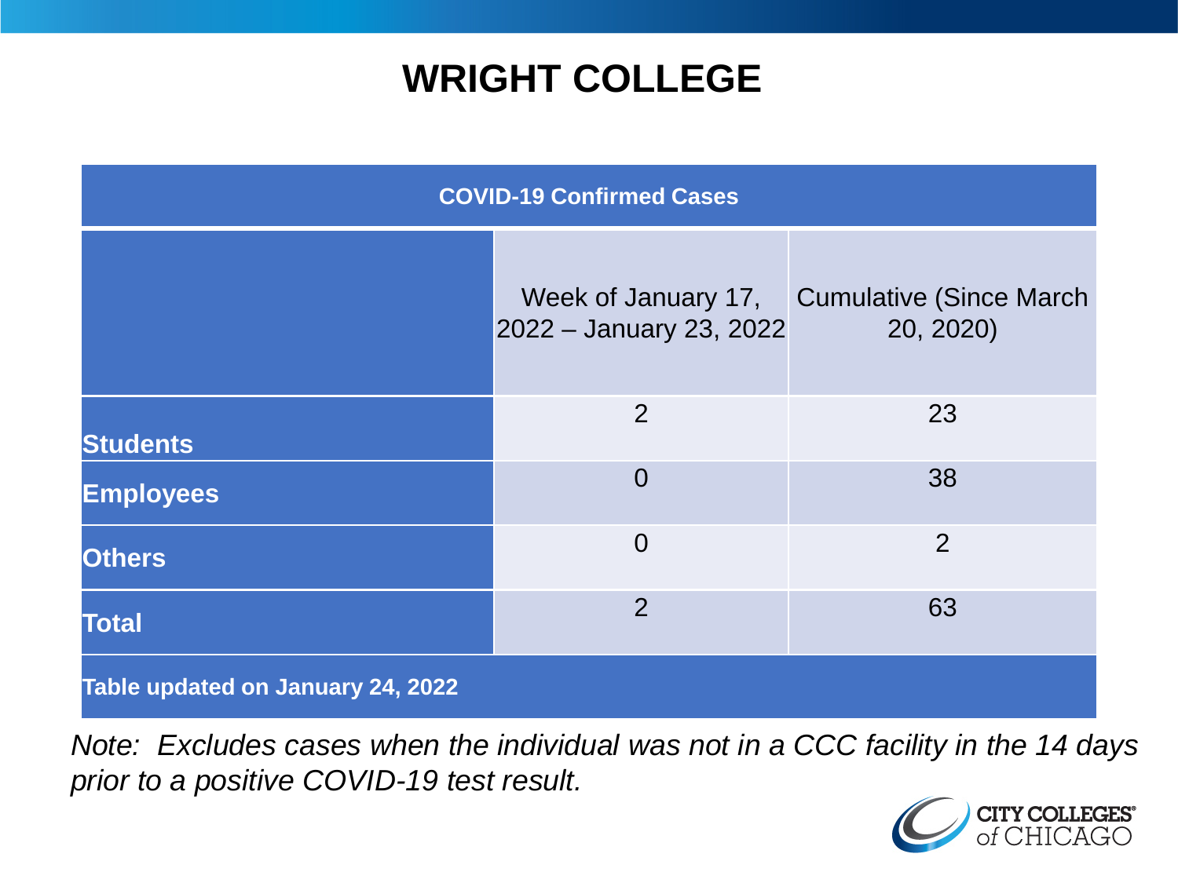# WRIGHT COLLEGE

| COVID-19 Confirmed Cases | | |
|---|---|---|
| | Week of January 17, 2022 – January 23, 2022 | Cumulative (Since March 20, 2020) |
| **Students** | 2 | 23 |
| **Employees** | 0 | 38 |
| **Others** | 0 | 2 |
| **Total** | 2 | 63 |
| **Table updated on January 24, 2022** | | |

*Note: Excludes cases when the individual was not in a CCC facility in the 14 days prior to a positive COVID-19 test result.*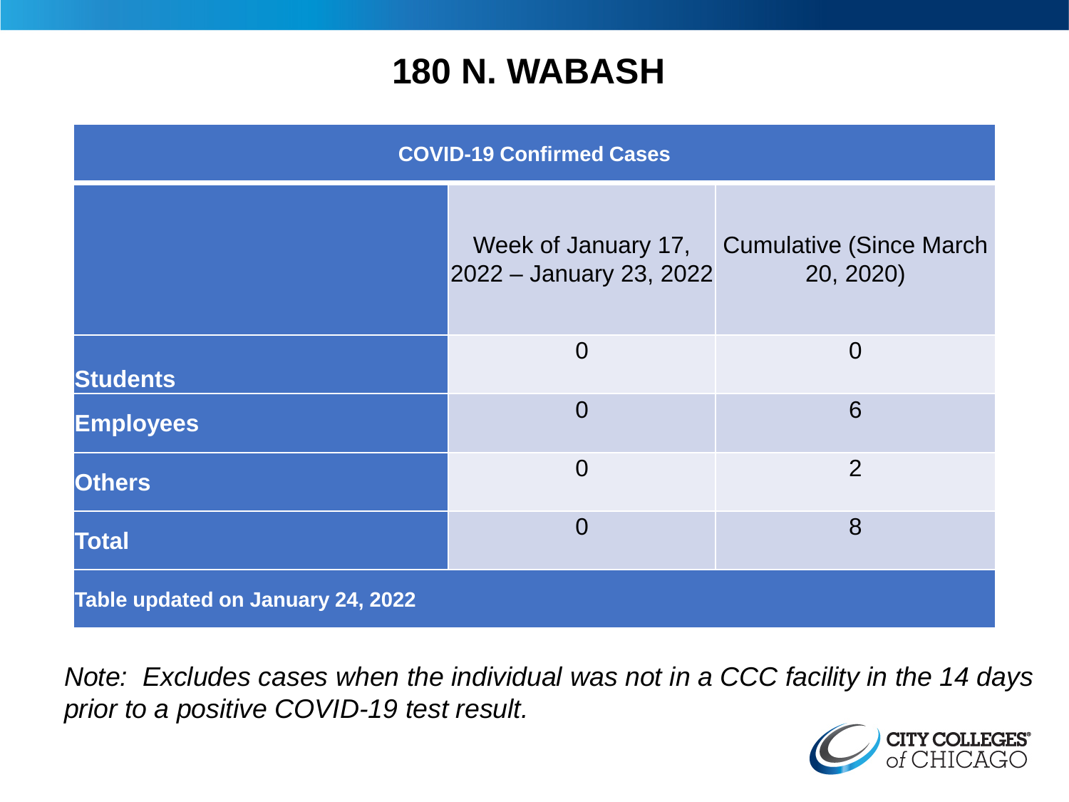# 180 N. WABASH

| COVID-19 Confirmed Cases | | |
|---|---|---|
| | Week of January 17, 2022 – January 23, 2022 | Cumulative (Since March 20, 2020) |
| **Students** | 0 | 0 |
| **Employees** | 0 | 6 |
| **Others** | 0 | 2 |
| **Total** | 0 | 8 |
| **Table updated on January 24, 2022** | | |

*Note: Excludes cases when the individual was not in a CCC facility in the 14 days prior to a positive COVID-19 test result.*

CITY COLLEGES of CHICAGO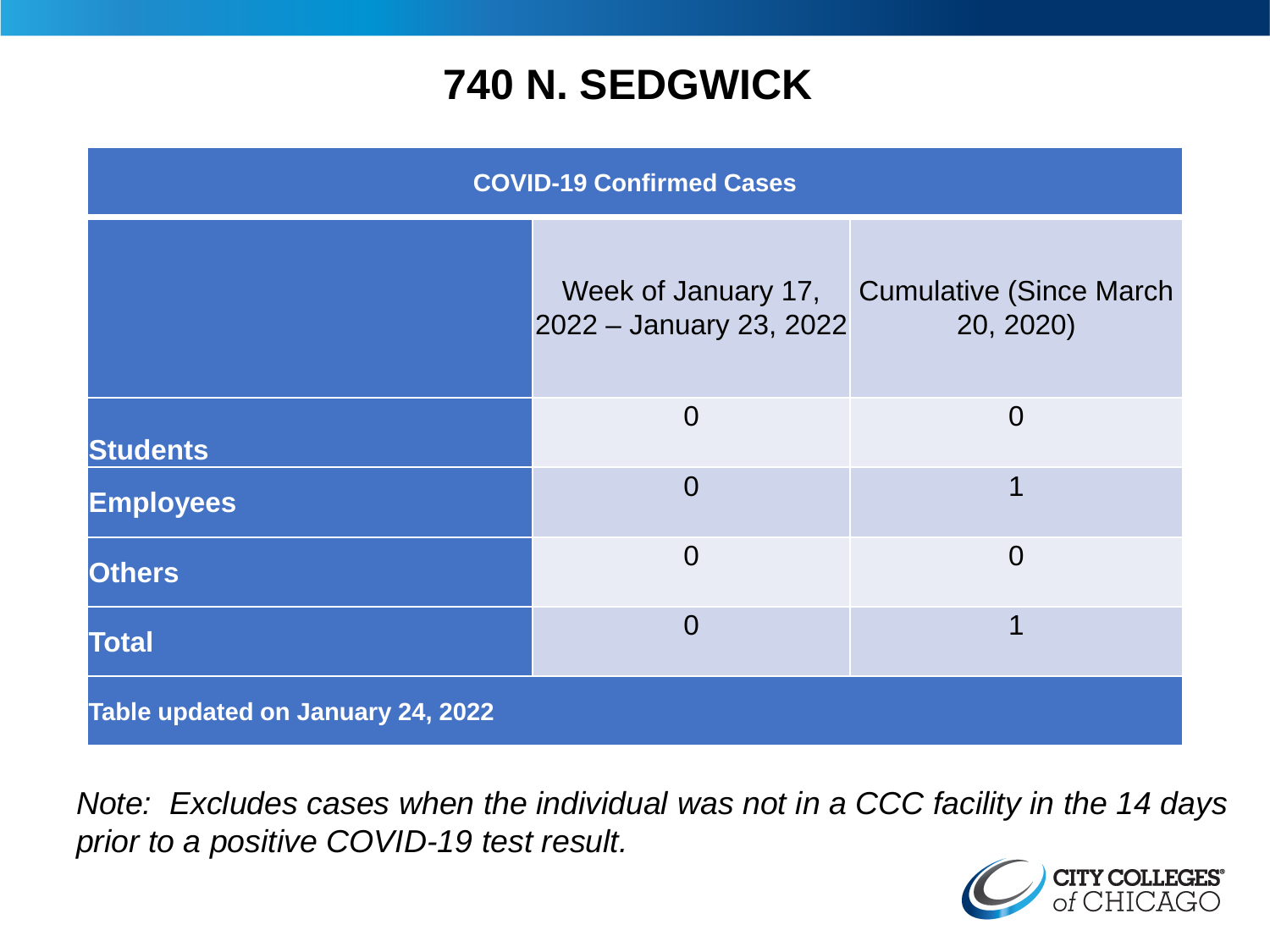# 740 N. SEDGWICK

| COVID-19 Confirmed Cases | | |
|---|---|---|
| | Week of January 17, 2022 – January 23, 2022 | Cumulative (Since March 20, 2020) |
| **Students** | 0 | 0 |
| **Employees** | 0 | 1 |
| **Others** | 0 | 0 |
| **Total** | 0 | 1 |
| **Table updated on January 24, 2022** | | |

*Note: Excludes cases when the individual was not in a CCC facility in the 14 days prior to a positive COVID-19 test result.*

CITY COLLEGES of CHICAGO